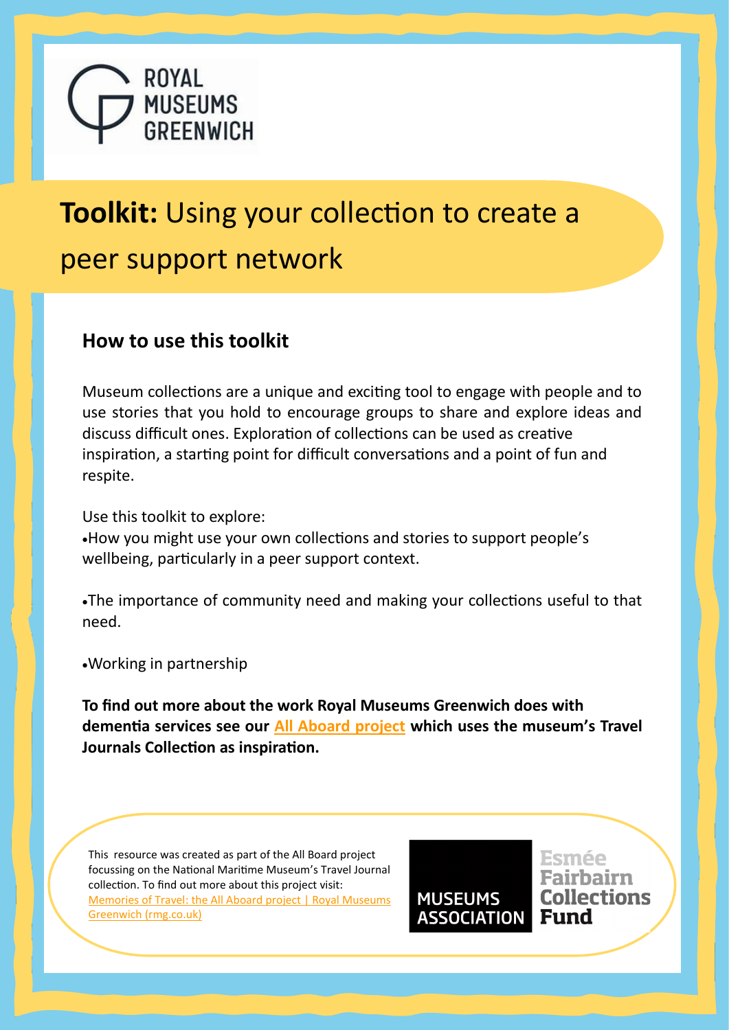ROYAL MUSEUMS GREENWICH

# **Toolkit:** Using your collection to create a peer support network

## How to use this toolkit

Museum collections are a unique and exciting tool to engage with people and to use stories that you hold to encourage groups to share and explore ideas and discuss difficult ones. Exploration of collections can be used as creative inspiration, a starting point for difficult conversations and a point of fun and respite.

Use this toolkit to explore:

- How you might use your own collections and stories to support people's wellbeing, particularly in a peer support context.
- The importance of community need and making your collections useful to that need.
- Working in partnership

**To find out more about the work Royal Museums Greenwich does with dementia services see our All Aboard project which uses the museum's Travel Journals Collection as inspiration.**

This resource was created as part of the All Board project focussing on the National Maritime Museum's Travel Journal collection. To find out more about this project visit: Memories of Travel: the All Aboard project | Royal Museums Greenwich (rmg.co.uk)

MUSEUMS ASSOCIATION

Esmée Fairbairn Collections Fund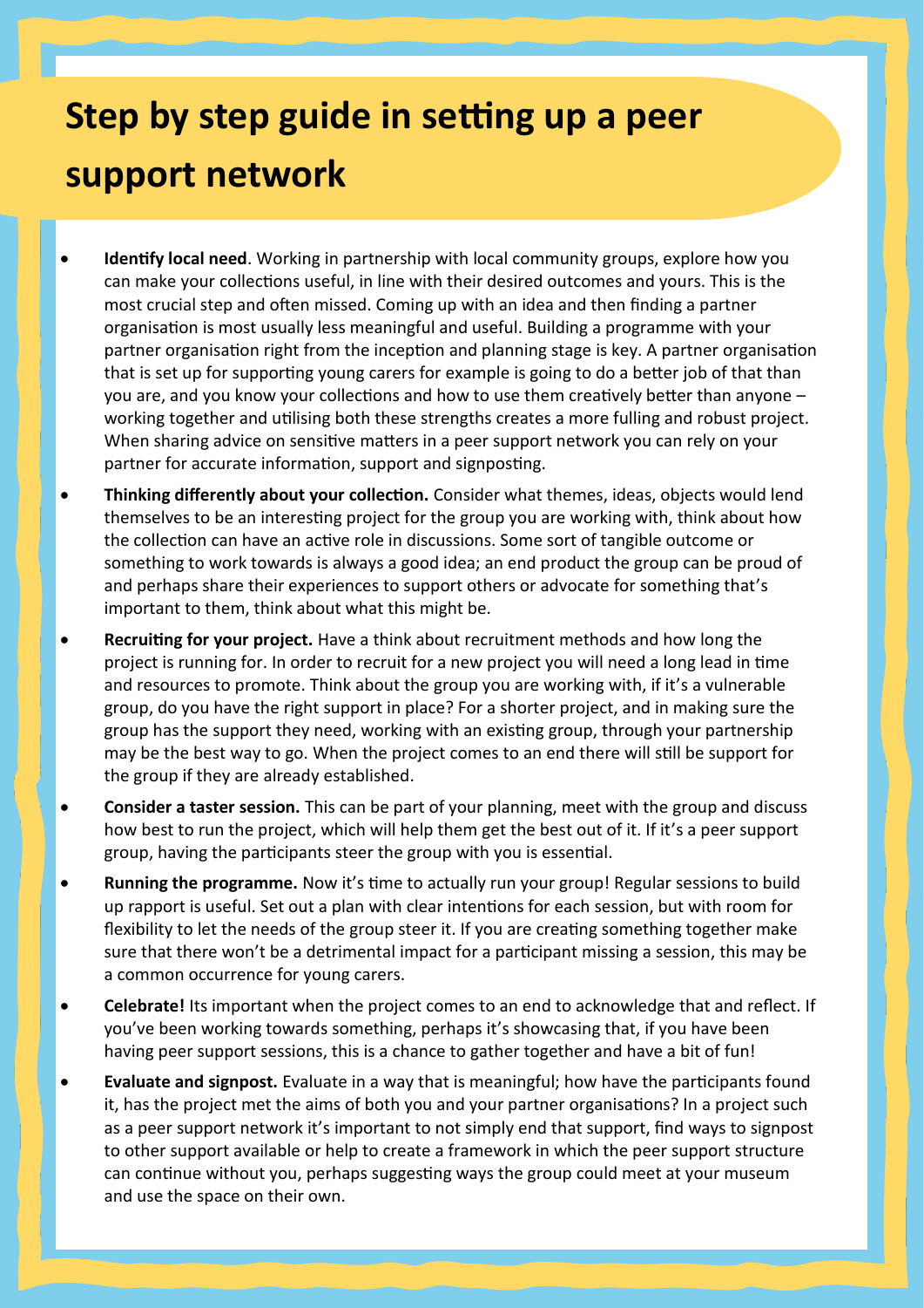# Step by step guide in setting up a peer support network

- **Identify local need**. Working in partnership with local community groups, explore how you can make your collections useful, in line with their desired outcomes and yours. This is the most crucial step and often missed. Coming up with an idea and then finding a partner organisation is most usually less meaningful and useful. Building a programme with your partner organisation right from the inception and planning stage is key. A partner organisation that is set up for supporting young carers for example is going to do a better job of that than you are, and you know your collections and how to use them creatively better than anyone – working together and utilising both these strengths creates a more fulling and robust project. When sharing advice on sensitive matters in a peer support network you can rely on your partner for accurate information, support and signposting.
- **Thinking differently about your collection.** Consider what themes, ideas, objects would lend themselves to be an interesting project for the group you are working with, think about how the collection can have an active role in discussions. Some sort of tangible outcome or something to work towards is always a good idea; an end product the group can be proud of and perhaps share their experiences to support others or advocate for something that's important to them, think about what this might be.
- **Recruiting for your project.** Have a think about recruitment methods and how long the project is running for. In order to recruit for a new project you will need a long lead in time and resources to promote. Think about the group you are working with, if it's a vulnerable group, do you have the right support in place? For a shorter project, and in making sure the group has the support they need, working with an existing group, through your partnership may be the best way to go. When the project comes to an end there will still be support for the group if they are already established.
- **Consider a taster session.** This can be part of your planning, meet with the group and discuss how best to run the project, which will help them get the best out of it. If it's a peer support group, having the participants steer the group with you is essential.
- **Running the programme.** Now it's time to actually run your group! Regular sessions to build up rapport is useful. Set out a plan with clear intentions for each session, but with room for flexibility to let the needs of the group steer it. If you are creating something together make sure that there won't be a detrimental impact for a participant missing a session, this may be a common occurrence for young carers.
- **Celebrate!** Its important when the project comes to an end to acknowledge that and reflect. If you've been working towards something, perhaps it's showcasing that, if you have been having peer support sessions, this is a chance to gather together and have a bit of fun!
- **Evaluate and signpost.** Evaluate in a way that is meaningful; how have the participants found it, has the project met the aims of both you and your partner organisations? In a project such as a peer support network it's important to not simply end that support, find ways to signpost to other support available or help to create a framework in which the peer support structure can continue without you, perhaps suggesting ways the group could meet at your museum and use the space on their own.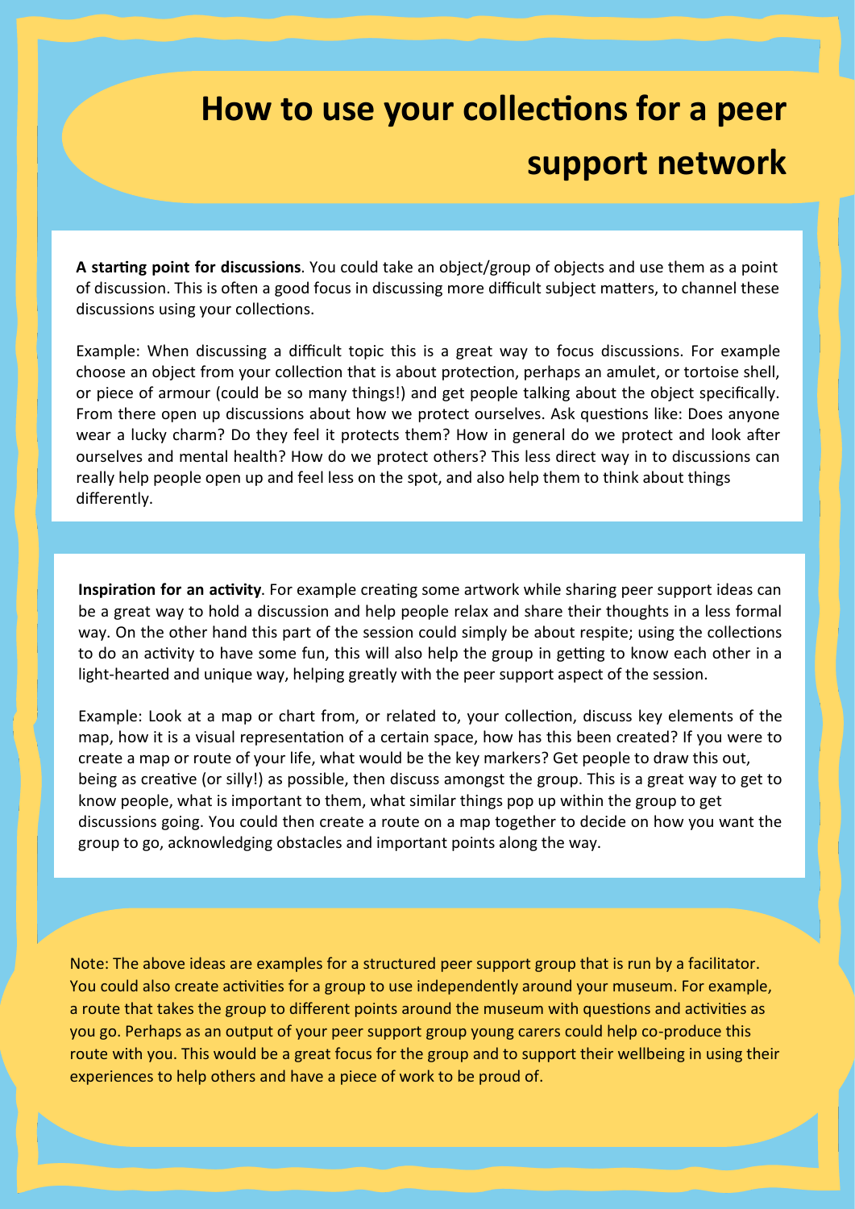# How to use your collections for a peer support network

**A starting point for discussions**. You could take an object/group of objects and use them as a point of discussion. This is often a good focus in discussing more difficult subject matters, to channel these discussions using your collections.

Example: When discussing a difficult topic this is a great way to focus discussions. For example choose an object from your collection that is about protection, perhaps an amulet, or tortoise shell, or piece of armour (could be so many things!) and get people talking about the object specifically. From there open up discussions about how we protect ourselves. Ask questions like: Does anyone wear a lucky charm? Do they feel it protects them? How in general do we protect and look after ourselves and mental health? How do we protect others? This less direct way in to discussions can really help people open up and feel less on the spot, and also help them to think about things differently.

**Inspiration for an activity**. For example creating some artwork while sharing peer support ideas can be a great way to hold a discussion and help people relax and share their thoughts in a less formal way. On the other hand this part of the session could simply be about respite; using the collections to do an activity to have some fun, this will also help the group in getting to know each other in a light-hearted and unique way, helping greatly with the peer support aspect of the session.

Example: Look at a map or chart from, or related to, your collection, discuss key elements of the map, how it is a visual representation of a certain space, how has this been created? If you were to create a map or route of your life, what would be the key markers? Get people to draw this out, being as creative (or silly!) as possible, then discuss amongst the group. This is a great way to get to know people, what is important to them, what similar things pop up within the group to get discussions going. You could then create a route on a map together to decide on how you want the group to go, acknowledging obstacles and important points along the way.

Note: The above ideas are examples for a structured peer support group that is run by a facilitator. You could also create activities for a group to use independently around your museum. For example, a route that takes the group to different points around the museum with questions and activities as you go. Perhaps as an output of your peer support group young carers could help co-produce this route with you. This would be a great focus for the group and to support their wellbeing in using their experiences to help others and have a piece of work to be proud of.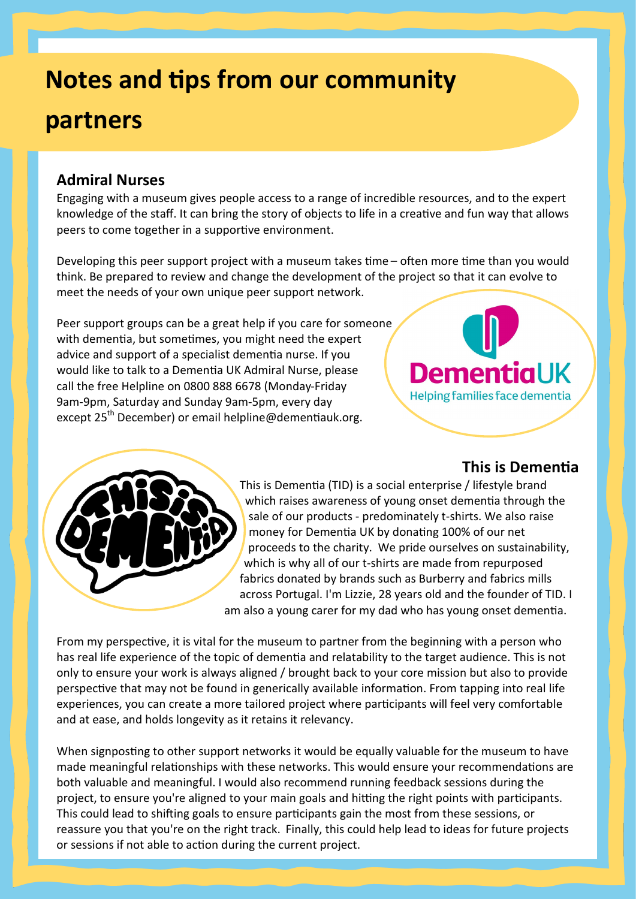# Notes and tips from our community partners

## Admiral Nurses

Engaging with a museum gives people access to a range of incredible resources, and to the expert knowledge of the staff. It can bring the story of objects to life in a creative and fun way that allows peers to come together in a supportive environment.

Developing this peer support project with a museum takes time – often more time than you would think. Be prepared to review and change the development of the project so that it can evolve to meet the needs of your own unique peer support network.

Peer support groups can be a great help if you care for someone with dementia, but sometimes, you might need the expert advice and support of a specialist dementia nurse. If you would like to talk to a Dementia UK Admiral Nurse, please call the free Helpline on 0800 888 6678 (Monday-Friday 9am-9pm, Saturday and Sunday 9am-5pm, every day except 25th December) or email helpline@dementiauk.org.

DementiaUK
Helping families face dementia

## This is Dementia

This is Dementia (TID) is a social enterprise / lifestyle brand which raises awareness of young onset dementia through the sale of our products - predominately t-shirts. We also raise money for Dementia UK by donating 100% of our net proceeds to the charity. We pride ourselves on sustainability, which is why all of our t-shirts are made from repurposed fabrics donated by brands such as Burberry and fabrics mills across Portugal. I'm Lizzie, 28 years old and the founder of TID. I am also a young carer for my dad who has young onset dementia.

From my perspective, it is vital for the museum to partner from the beginning with a person who has real life experience of the topic of dementia and relatability to the target audience. This is not only to ensure your work is always aligned / brought back to your core mission but also to provide perspective that may not be found in generically available information. From tapping into real life experiences, you can create a more tailored project where participants will feel very comfortable and at ease, and holds longevity as it retains it relevancy.

When signposting to other support networks it would be equally valuable for the museum to have made meaningful relationships with these networks. This would ensure your recommendations are both valuable and meaningful. I would also recommend running feedback sessions during the project, to ensure you're aligned to your main goals and hitting the right points with participants. This could lead to shifting goals to ensure participants gain the most from these sessions, or reassure you that you're on the right track. Finally, this could help lead to ideas for future projects or sessions if not able to action during the current project.